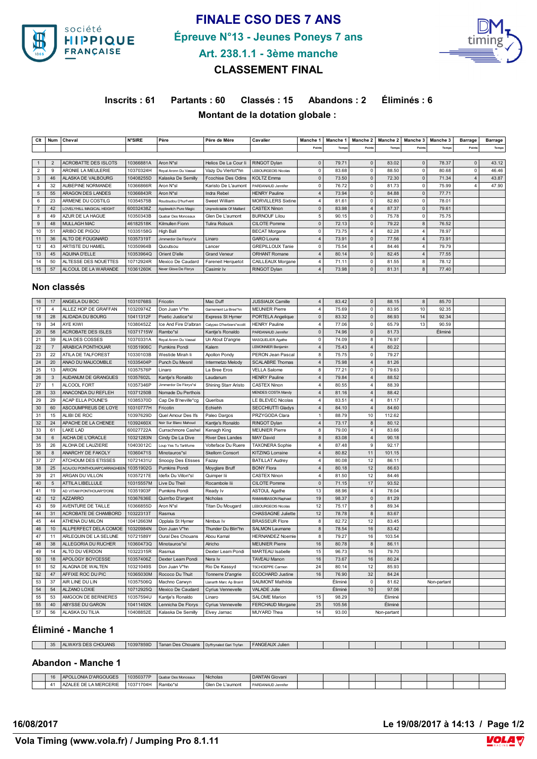# FINALE CSO DES 7 ANS

## Épreuve N°13 - Jeunes Poneys 7 ans

## Art. 238.1.1 - 3ème manche

## CLASSEMENT FINAL

**Inscrits : 61 Partants : 60 Classés : 15 Abandons : 2 Éliminés : 6**

**Montant de la dotation globale :**

| Clt | Num | Cheval | N°SIRE | Père | Père de Mère | Cavalier | Manche 1 | Manche 1 | Manche 2 | Manche 2 | Manche 3 | Manche 3 | Barrage | Barrage |
|---|---|---|---|---|---|---|---|---|---|---|---|---|---|---|
| | | | | | | | Points | Temps | Points | Temps | Points | Temps | Points | Temps |
| 1 | 2 | ACROBATTE DES ISLOTS | 10366881A | Aron N*sl | Helios De La Cour Ii | RINGOT Dylan | 0 | 79.71 | 0 | 83.02 | 0 | 78.37 | 0 | 43.12 |
| 2 | 9 | ARONIE LA MEULERIE | 10370324H | Royal Aronn Du Vassal | Vazy Du Viertot*hn | LEBOURGEOIS Nicolas | 0 | 83.68 | 0 | 88.50 | 0 | 80.68 | 0 | 46.46 |
| 3 | 46 | ALASKA DE VALBOURG | 10408255D | Kalaska De Semilly | Fcochise Des Odins | KOLTZ Emma | 0 | 73.50 | 0 | 72.30 | 0 | 71.34 | 4 | 43.87 |
| 4 | 32 | AUBEPINE NORMANDE | 10366866R | Aron N*sl | Karisto De L'aumont | PARDANAUD Jennifer | 0 | 76.72 | 0 | 81.73 | 0 | 75.99 | 4 | 47.90 |
| 5 | 55 | ARAGON DES LANDES | 10366843R | Aron N*sl | Indra Rebel | HENRY Pauline | 4 | 73.94 | 0 | 84.88 | 0 | 77.71 | | |
| 6 | 23 | ARMENE DU COSTILG | 10354575B | Roudoudou D'hurfvent | Sweet William | MORVILLERS Sixtine | 4 | 81.61 | 0 | 82.80 | 0 | 78.01 | | |
| 7 | 42 | LOVELYHILL MAGICAL HEIGHT | 60032438Z | Applewitch Pure Magic | Unpredictable Of Maillard | CASTEX Ninon | 0 | 83.98 | 4 | 87.37 | 0 | 79.61 | | |
| 8 | 49 | AZUR DE LA HAGUE | 10350343B | Quabar Des Monceaux | Glen De L'aumont | BURNOUF Lilou | 5 | 90.15 | 0 | 75.78 | 0 | 75.75 | | |
| 9 | 48 | MULLAGH MAC | 46182518K | Kilmullen Fionn | Tulira Robuck | CILOTE Pomme | 0 | 72.13 | 0 | 79.22 | 8 | 76.52 | | |
| 10 | 51 | ARIBO DE PIGOU | 10335158G | High Ball | | BECAT Morgane | 0 | 73.75 | 4 | 82.28 | 4 | 78.97 | | |
| 11 | 36 | ALTO DE FOUGNARD | 10357319T | Jimmerdor De Florys*sl | Linaro | GARO Louna | 4 | 73.91 | 0 | 77.56 | 4 | 73.91 | | |
| 12 | 43 | ARTISTE DU HAMEL | 10350964B | Quoutsou | Lancer | GREPILLOUX Tanie | 0 | 75.54 | 4 | 84.46 | 4 | 79.79 | | |
| 13 | 45 | AQUINA D'ELLE | 10353964Q | Orient D'elle | Grand Veneur | ORHANT Romane | 4 | 80.14 | 0 | 82.45 | 4 | 77.55 | | |
| 14 | 50 | ALTESSE DES NOUETTES | 10712924R | Mexico De Caudard | Fareneit Herquetot | CAILLEAUX Morgane | 4 | 71.11 | 0 | 81.55 | 8 | 78.12 | | |
| 15 | 57 | ALCOUL DE LA WARANDE | 10361260K | Never Glove De Florys | Casimir Iv | RINGOT Dylan | 4 | 73.98 | 0 | 81.31 | 8 | 77.40 | | |

## Non classés

| Clt | Num | Cheval | N°SIRE | Père | Père de Mère | Cavalier | Manche 1 Points | Manche 1 Temps | Manche 2 Points | Manche 2 Temps | Manche 3 Points | Manche 3 Temps | Barrage Points | Barrage Temps |
|---|---|---|---|---|---|---|---|---|---|---|---|---|---|---|
| 16 | 17 | ANGELA DU BOC | 10310768S | Fricotin | Mac Duff | JUSSIAUX Camille | 4 | 83.42 | 0 | 88.15 | 8 | 85.70 | | |
| 17 | 4 | ALLEZ HOP DE GRAFFAN | 10320974Z | Don Juan V*hn | Garnement La Bree*hn | MEUNIER Pierre | 4 | 75.69 | 0 | 83.95 | 10 | 92.35 | | |
| 18 | 28 | ALIDADA DU BOURG | 10411312F | Poetic Justice*sl | Express St Hymer | PORTELA Angelique | 0 | 83.32 | 0 | 86.93 | 14 | 92.34 | | |
| 19 | 34 | AYE KIWI | 10380452Z | Ice And Fire D'albran | Calypso D'herbiers*ecolit | HENRY Pauline | 4 | 77.06 | 0 | 65.79 | 13 | 90.59 | | |
| 20 | 58 | ACROBATE DES ISLES | 10371715W | Rambo*sl | Kantje's Ronaldo | PARDANAUD Jennifer | 0 | 74.96 | 0 | 81.73 | | Éliminé | | |
| 21 | 39 | ALIA DES COSSES | 10370331A | Royal Aronn Du Vassal | Un Atout D'angrie | MASQUELIER Agathe | 0 | 74.09 | 8 | 76.97 | | | | |
| 22 | 7 | ARABICA PONTHOUAR | 10351906C | Pumkins Pondi | Kalem | LEMONNIER Benjamin | 4 | 75.43 | 4 | 80.22 | | | | |
| 23 | 22 | ATILA DE TALFOREST | 10330103B | Westide Mirah Ii | Apollon Pondy | PERON Jean Pascal | 8 | 75.75 | 0 | 79.27 | | | | |
| 24 | 20 | ANAO DU MAUCOMBLE | 10335404P | Punch Du Mesnil | Intermezzo Melody | SCALABRE Thomas | 4 | 75.98 | 4 | 81.26 | | | | |
| 25 | 13 | ARION | 10357576P | Linaro | La Bree Eros | VELLA Salome | 8 | 77.21 | 0 | 79.63 | | | | |
| 26 | 3 | AUDANUM DE GRANGUES | 10357602L | Kantje's Ronaldo | Laudanum | HENRY Pauline | 4 | 79.84 | 4 | 88.52 | | | | |
| 27 | 1 | ALCOOL FORT | 10357346P | Jimmerdor De Florys*sl | Shining Starr Aristo | CASTEX Ninon | 4 | 80.55 | 4 | 88.39 | | | | |
| 28 | 33 | ANACONDA DU REFLEH | 10371250B | Nomade Du Perthois | | MENDES COSTA Mandy | 4 | 81.16 | 4 | 88.42 | | | | |
| 29 | 29 | ACAP ELLA POUNE'S | 10385370D | Cap De B'neville*cg | Queribus | LE BLEVEC Nicolas | 4 | 83.51 | 4 | 81.17 | | | | |
| 30 | 60 | ASCOUMPREUS DE LOYE | 10310777H | Fricotin | Echiehh | SECCHIUTTI Gladys | 4 | 84.10 | 4 | 84.60 | | | | |
| 31 | 15 | ALIBI DE ROC | 10397629D | Quel Amour Des Ifs | Paleo Dargos | PRZYGODA Clara | 1 | 88.79 | 10 | 112.62 | | | | |
| 32 | 24 | APACHE DE LA CHENEE | 10392460X | Noir Sur Blanc Mahoud | Kantje's Ronaldo | RINGOT Dylan | 4 | 73.17 | 8 | 80.12 | | | | |
| 33 | 61 | LAKE LAD | 60027722A | Currachmore Cashel | Kenagh King | MEUNIER Pierre | 8 | 79.00 | 4 | 83.66 | | | | |
| 34 | 6 | AICHA DE L'ORACLE | 10321283N | Cindy De La Dive | River Des Landes | MAY David | 8 | 83.08 | 4 | 90.18 | | | | |
| 35 | 26 | ALOHA DE LAUZIERE | 10403012C | Loup Yes Tu Tartifume | Volteface Du Ruere | TAXONERA Sophie | 4 | 87.48 | 9 | 92.17 | | | | |
| 36 | 8 | ANARCHY DE FAKOLY | 10360471S | Minotauros*sl | Skellorn Consort | KITZING Lorraine | 4 | 80.82 | 11 | 101.15 | | | | |
| 37 | 27 | ATCHOUM DES ETISSES | 10721431U | Snoopy Des Etisses | Fazay | BATILLAT Audrey | 4 | 80.08 | 12 | 86.11 | | | | |
| 38 | 25 | ACAJOU PONTHOUAR'CARRAGHEEN | 10351902G | Pumkins Pondi | Moyglare Bruff | BONY Flora | 4 | 80.18 | 12 | 86.63 | | | | |
| 39 | 21 | ARGAN DU VILLON | 10357217E | Idefix Du Villon*sl | Quimper Iii | CASTEX Ninon | 4 | 81.50 | 12 | 84.46 | | | | |
| 40 | 5 | ATTILA LIBELLULE | 10315557M | Live Du Theil | Rocambole Iii | CILOTE Pomme | 0 | 71.15 | 17 | 93.52 | | | | |
| 41 | 19 | AD VITAM PONTHOUAR'D'ORE | 10351903F | Pumkins Pondi | Ready Iv | ASTOUL Agathe | 13 | 88.96 | 4 | 78.04 | | | | |
| 42 | 12 | AZZARRO | 10367636E | Quim'bo D'argent | Nicholas | RAMAMBASON Raphael | 19 | 98.37 | 0 | 81.29 | | | | |
| 43 | 59 | AVENTURE DE TAILLE | 10366855D | Aron N*sl | Titan Du Mougard | LEBOURGEOIS Nicolas | 12 | 75.17 | 8 | 89.34 | | | | |
| 44 | 31 | ACROBATE DE CHAMBORD | 10322313T | Rasmus | | CHASSAGNE Juliette | 12 | 78.78 | 8 | 83.67 | | | | |
| 45 | 44 | ATHENA DU MILON | 10412663M | Opplala St Hymer | Nimbus Iv | BRASSEUR Flore | 8 | 82.72 | 12 | 83.45 | | | | |
| 46 | 10 | ALLPERFECT DELA COMOE | 10320984N | Don Juan V*hn | Thunder Du Blin*hn | SALMON Laumane | 8 | 78.54 | 16 | 83.42 | | | | |
| 47 | 11 | ARLEQUIN DE LA SELUNE | 10721589Y | Oural Des Chouans | Abou Kamal | HERNANDEZ Noemie | 8 | 79.27 | 16 | 103.54 | | | | |
| 48 | 38 | ALLEGORIA DU RUCHER | 10360473Q | Minotauros*sl | Alricho | MEUNIER Pierre | 16 | 80.78 | 8 | 86.11 | | | | |
| 49 | 14 | ALTO DU VERDON | 10322315R | Rasmus | Dexter Leam Pondi | MARTEAU Isabelle | 15 | 96.73 | 16 | 79.70 | | | | |
| 50 | 18 | APOLOGY BOYCESSE | 10357406Z | Dexter Leam Pondi | Nera Iv | TAVEAU Manon | 16 | 73.67 | 16 | 80.24 | | | | |
| 51 | 52 | ALAGNA DE WALTEN | 10321049S | Don Juan V*hn | Rio De Kassyd | TSCHOEPPE Carmen | 24 | 80.14 | 12 | 85.93 | | | | |
| 52 | 47 | AFFIXE ROC DU PIC | 10365030M | Rococo Du Thuit | Tonnerre D'angrie | ECOCHARD Justine | 16 | 76.90 | 32 | 84.24 | | | | |
| 53 | 37 | AIR LINE DU LIN | 10357506Q | Machno Carwyn | Llanarth Marc Ap Braint | SAUMONT Mathilde | | Éliminé | 0 | 81.62 | | Non-partant | | |
| 54 | 54 | ALZANO LOXIE | 10712925Q | Mexico De Caudard | Cyrius Vennevelle | VALADE Julie | | Éliminé | 10 | 97.06 | | | | |
| 55 | 53 | AMGOON DE BERNIERES | 10357594U | Kantje's Ronaldo | Linaro | SALOME Marion | 15 | 98.29 | | Éliminé | | | | |
| 55 | 40 | ABYSSE DU GARON | 10411492K | Lennicha De Florys | Cyrius Vennevelle | FERCHAUD Morgane | 25 | 105.56 | | Éliminé | | | | |
| 57 | 56 | ALASKA DU TILIA | 10408852E | Kalaska De Semilly | Elvey Jarnac | MUYARD Thea | 14 | 93.00 | | Non-partant | | | | |

## Éliminé - Manche 1

| | | | | | | | | | | | | | | |
|---|---|---|---|---|---|---|---|---|---|---|---|---|---|---|
| | 35 | ALWAYS DES CHOUANS | 10397859D | Tanan Des Chouans | Dyffrynaled Gari Tryfan | FANGEAUX Julien | | | | | | | | |

## Abandon - Manche 1

| | | | | | | | | | | | | | | |
|---|---|---|---|---|---|---|---|---|---|---|---|---|---|---|
| | 16 | APOLLONIA D'ARGOUGES | 10350377P | Quabar Des Monceaux | Nicholas | DANTAN Giovani | | | | | | | | |
| | 41 | AZALEE DE LA MERCERIE | 10371704H | Rambo*sl | Glen De L'aumont | PARDANAUD Jennifer | | | | | | | | |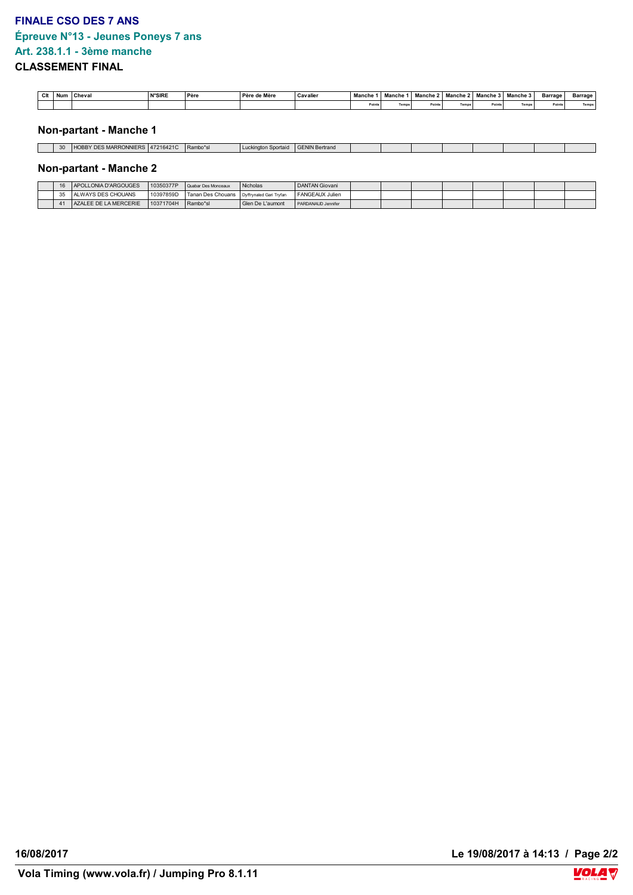# FINALE CSO DES 7 ANS

## Épreuve N°13 - Jeunes Poneys 7 ans

## Art. 238.1.1 - 3ème manche

## CLASSEMENT FINAL

| Clt | Num | Cheval | N°SIRE | Père | Père de Mère | Cavalier | Manche 1 Points | Manche 1 Temps | Manche 2 Points | Manche 2 Temps | Manche 3 Points | Manche 3 Temps | Barrage Points | Barrage Temps |
|---|---|---|---|---|---|---|---|---|---|---|---|---|---|---|

### Non-partant - Manche 1

| Clt | Num | Cheval | N°SIRE | Père | Père de Mère | Cavalier | Manche 1 Points | Manche 1 Temps | Manche 2 Points | Manche 2 Temps | Manche 3 Points | Manche 3 Temps | Barrage Points | Barrage Temps |
|---|---|---|---|---|---|---|---|---|---|---|---|---|---|---|
| | 30 | HOBBY DES MARRONNIERS | 47216421C | Rambo*sl | Luckington Sportaid | GENIN Bertrand | | | | | | | | |

### Non-partant - Manche 2

| Clt | Num | Cheval | N°SIRE | Père | Père de Mère | Cavalier | Manche 1 Points | Manche 1 Temps | Manche 2 Points | Manche 2 Temps | Manche 3 Points | Manche 3 Temps | Barrage Points | Barrage Temps |
|---|---|---|---|---|---|---|---|---|---|---|---|---|---|---|
| | 16 | APOLLONIA D'ARGOUGES | 10350377P | Quabar Des Monceaux | Nicholas | DANTAN Giovani | | | | | | | | |
| | 35 | ALWAYS DES CHOUANS | 10397859D | Tanan Des Chouans | Dyffrynaled Gari Tryfan | FANGEAUX Julien | | | | | | | | |
| | 41 | AZALEE DE LA MERCERIE | 10371704H | Rambo*sl | Glen De L'aumont | PARDANAUD Jennifer | | | | | | | | |

16/08/2017

Le 19/08/2017 à 14:13

Vola Timing (www.vola.fr) / Jumping Pro 8.1.11